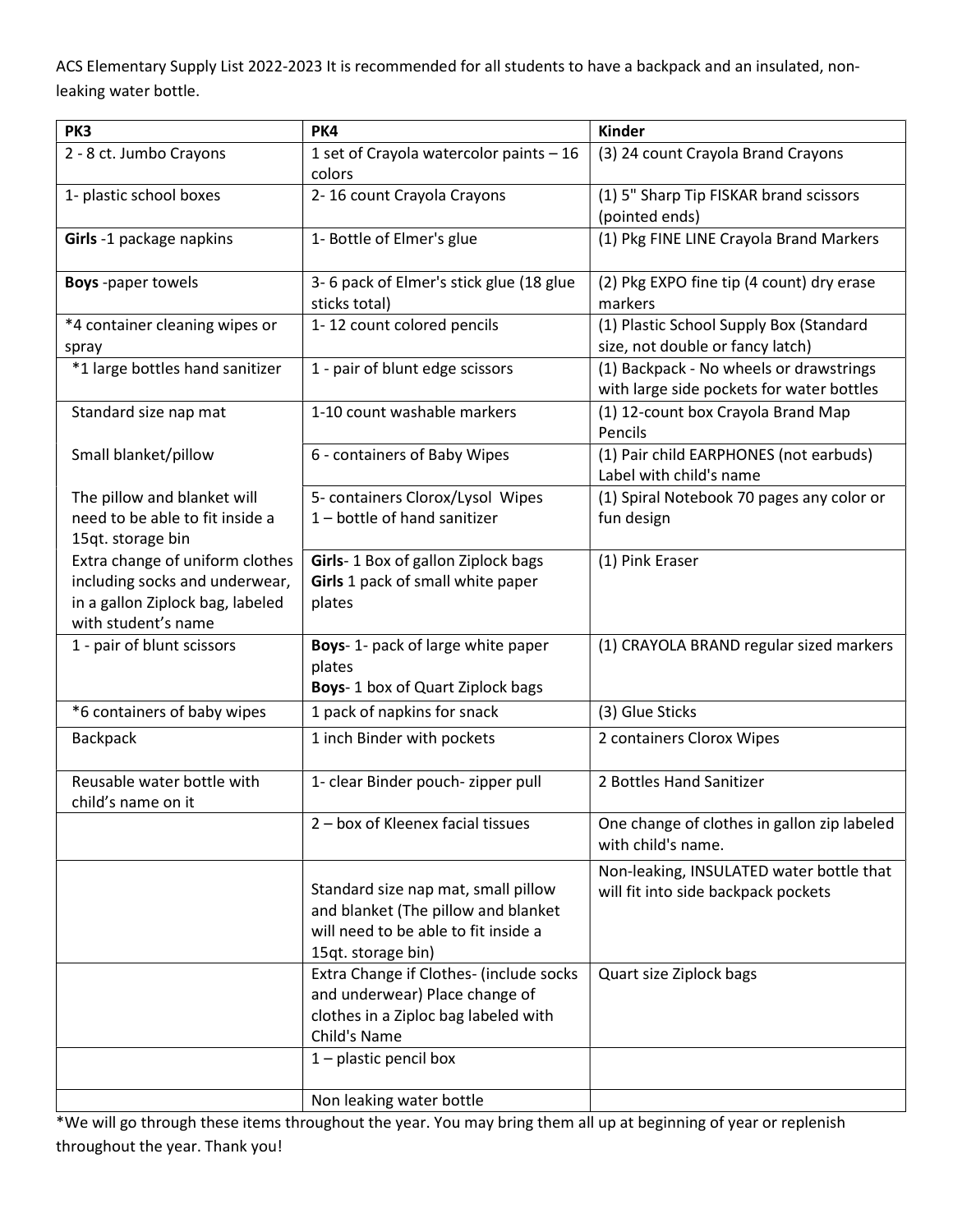ACS Elementary Supply List 2022-2023 It is recommended for all students to have a backpack and an insulated, non-leaking water bottle.

| PK3 | PK4 | Kinder |
|---|---|---|
| 2 - 8 ct. Jumbo Crayons | 1 set of Crayola watercolor paints – 16 colors | (3) 24 count Crayola Brand Crayons |
| 1- plastic school boxes | 2- 16 count Crayola Crayons | (1) 5" Sharp Tip FISKAR brand scissors (pointed ends) |
| **Girls** -1 package napkins | 1- Bottle of Elmer's glue | (1) Pkg FINE LINE Crayola Brand Markers |
| **Boys** -paper towels | 3- 6 pack of Elmer's stick glue (18 glue sticks total) | (2) Pkg EXPO fine tip (4 count) dry erase markers |
| *4 container cleaning wipes or spray | 1- 12 count colored pencils | (1) Plastic School Supply Box (Standard size, not double or fancy latch) |
| *1 large bottles hand sanitizer | 1 - pair of blunt edge scissors | (1) Backpack - No wheels or drawstrings with large side pockets for water bottles |
| Standard size nap mat | 1-10 count washable markers | (1) 12-count box Crayola Brand Map Pencils |
| Small blanket/pillow | 6 - containers of Baby Wipes | (1) Pair child EARPHONES (not earbuds) Label with child's name |
| The pillow and blanket will need to be able to fit inside a 15qt. storage bin | 5- containers Clorox/Lysol Wipes<br>1 – bottle of hand sanitizer | (1) Spiral Notebook 70 pages any color or fun design |
| Extra change of uniform clothes including socks and underwear, in a gallon Ziplock bag, labeled with student's name | **Girls**- 1 Box of gallon Ziplock bags<br>**Girls** 1 pack of small white paper plates | (1) Pink Eraser |
| 1 - pair of blunt scissors | **Boys**- 1- pack of large white paper plates<br>**Boys**- 1 box of Quart Ziplock bags | (1) CRAYOLA BRAND regular sized markers |
| *6 containers of baby wipes | 1 pack of napkins for snack | (3) Glue Sticks |
| Backpack | 1 inch Binder with pockets | 2 containers Clorox Wipes |
| Reusable water bottle with child's name on it | 1- clear Binder pouch- zipper pull | 2 Bottles Hand Sanitizer |
| | 2 – box of Kleenex facial tissues | One change of clothes in gallon zip labeled with child's name. |
| | Standard size nap mat, small pillow and blanket (The pillow and blanket will need to be able to fit inside a 15qt. storage bin) | Non-leaking, INSULATED water bottle that will fit into side backpack pockets |
| | Extra Change if Clothes- (include socks and underwear) Place change of clothes in a Ziploc bag labeled with Child's Name | Quart size Ziplock bags |
| | 1 – plastic pencil box | |
| | Non leaking water bottle | |

*We will go through these items throughout the year. You may bring them all up at beginning of year or replenish throughout the year. Thank you!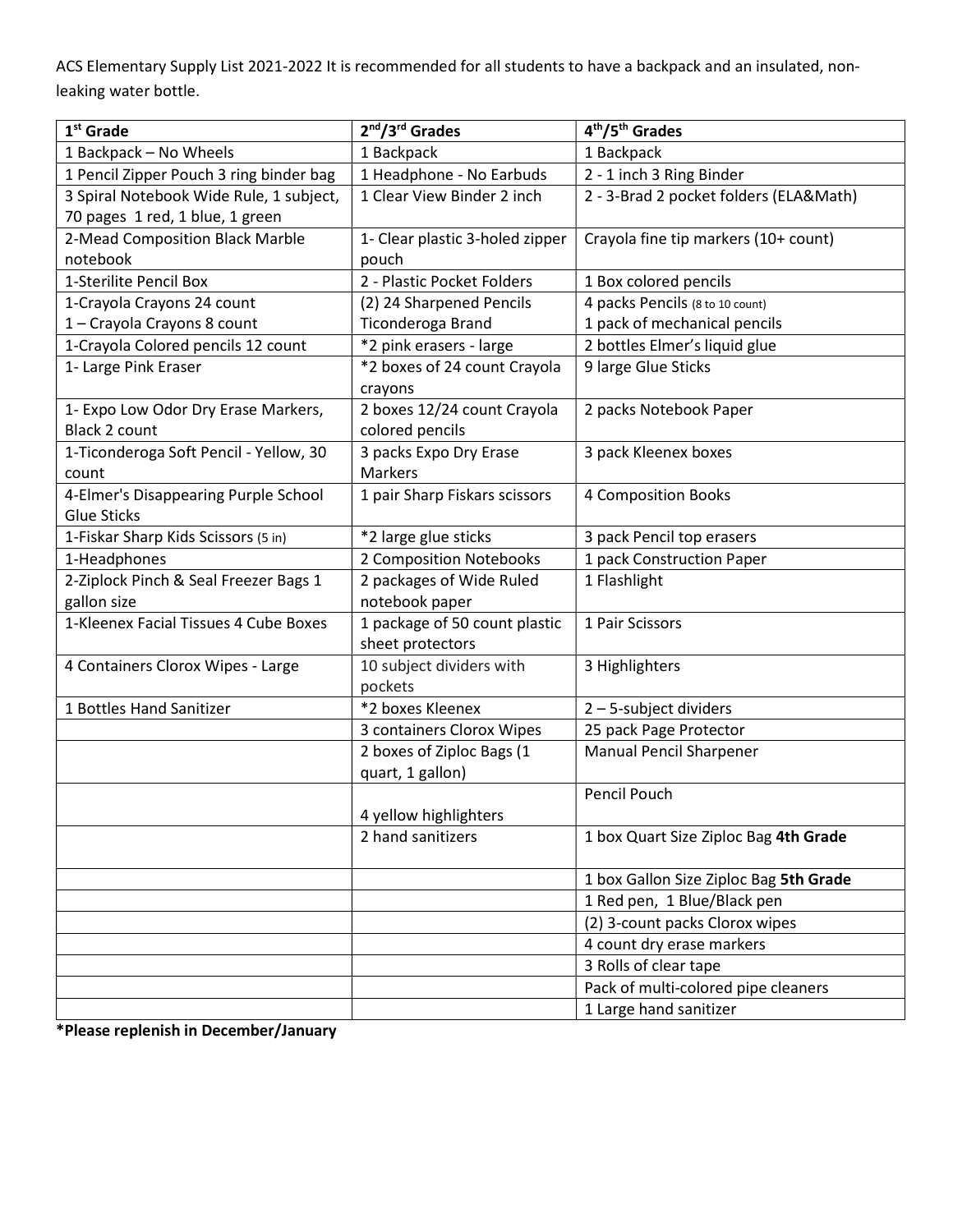ACS Elementary Supply List 2021-2022 It is recommended for all students to have a backpack and an insulated, non-leaking water bottle.

| 1st Grade | 2nd/3rd Grades | 4th/5th Grades |
|---|---|---|
| 1 Backpack – No Wheels | 1 Backpack | 1 Backpack |
| 1 Pencil Zipper Pouch 3 ring binder bag | 1 Headphone - No Earbuds | 2 - 1 inch 3 Ring Binder |
| 3 Spiral Notebook Wide Rule, 1 subject, 70 pages 1 red, 1 blue, 1 green | 1 Clear View Binder 2 inch | 2 - 3-Brad 2 pocket folders (ELA&Math) |
| 2-Mead Composition Black Marble notebook | 1- Clear plastic 3-holed zipper pouch | Crayola fine tip markers (10+ count) |
| 1-Sterilite Pencil Box | 2 - Plastic Pocket Folders | 1 Box colored pencils |
| 1-Crayola Crayons 24 count<br>1 – Crayola Crayons 8 count | (2) 24 Sharpened Pencils Ticonderoga Brand | 4 packs Pencils (8 to 10 count)<br>1 pack of mechanical pencils |
| 1-Crayola Colored pencils 12 count | *2 pink erasers - large | 2 bottles Elmer's liquid glue |
| 1- Large Pink Eraser | *2 boxes of 24 count Crayola crayons | 9 large Glue Sticks |
| 1- Expo Low Odor Dry Erase Markers, Black 2 count | 2 boxes 12/24 count Crayola colored pencils | 2 packs Notebook Paper |
| 1-Ticonderoga Soft Pencil - Yellow, 30 count | 3 packs Expo Dry Erase Markers | 3 pack Kleenex boxes |
| 4-Elmer's Disappearing Purple School Glue Sticks | 1 pair Sharp Fiskars scissors | 4 Composition Books |
| 1-Fiskar Sharp Kids Scissors (5 in) | *2 large glue sticks | 3 pack Pencil top erasers |
| 1-Headphones | 2 Composition Notebooks | 1 pack Construction Paper |
| 2-Ziplock Pinch & Seal Freezer Bags 1 gallon size | 2 packages of Wide Ruled notebook paper | 1 Flashlight |
| 1-Kleenex Facial Tissues 4 Cube Boxes | 1 package of 50 count plastic sheet protectors | 1 Pair Scissors |
| 4 Containers Clorox Wipes - Large | 10 subject dividers with pockets | 3 Highlighters |
| 1 Bottles Hand Sanitizer | *2 boxes Kleenex | 2 – 5-subject dividers |
| | 3 containers Clorox Wipes | 25 pack Page Protector |
| | 2 boxes of Ziploc Bags (1 quart, 1 gallon) | Manual Pencil Sharpener |
| | 4 yellow highlighters | Pencil Pouch |
| | 2 hand sanitizers | 1 box Quart Size Ziploc Bag **4th Grade** |
| | | 1 box Gallon Size Ziploc Bag **5th Grade** |
| | | 1 Red pen, 1 Blue/Black pen |
| | | (2) 3-count packs Clorox wipes |
| | | 4 count dry erase markers |
| | | 3 Rolls of clear tape |
| | | Pack of multi-colored pipe cleaners |
| | | 1 Large hand sanitizer |

**\*Please replenish in December/January**